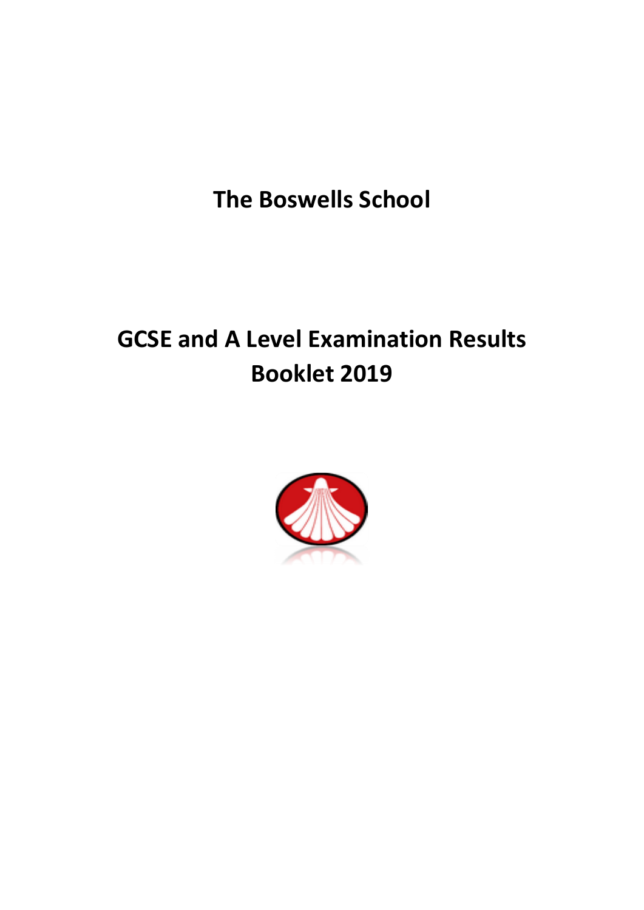# The Boswells School

## GCSE and A Level Examination Results Booklet 2019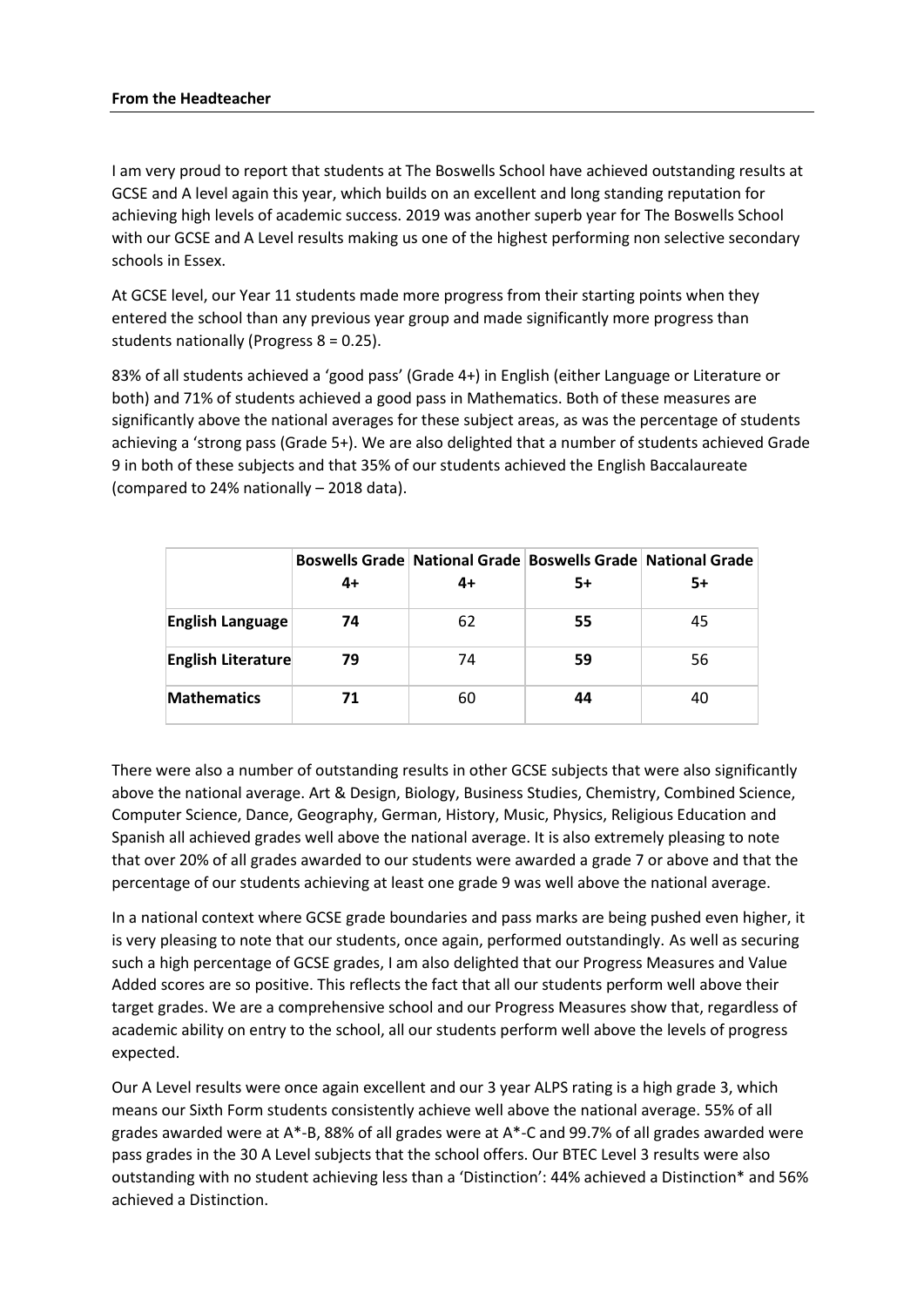**From the Headteacher**

I am very proud to report that students at The Boswells School have achieved outstanding results at GCSE and A level again this year, which builds on an excellent and long standing reputation for achieving high levels of academic success. 2019 was another superb year for The Boswells School with our GCSE and A Level results making us one of the highest performing non selective secondary schools in Essex.

At GCSE level, our Year 11 students made more progress from their starting points when they entered the school than any previous year group and made significantly more progress than students nationally (Progress 8 = 0.25).

83% of all students achieved a 'good pass' (Grade 4+) in English (either Language or Literature or both) and 71% of students achieved a good pass in Mathematics. Both of these measures are significantly above the national averages for these subject areas, as was the percentage of students achieving a 'strong pass (Grade 5+). We are also delighted that a number of students achieved Grade 9 in both of these subjects and that 35% of our students achieved the English Baccalaureate (compared to 24% nationally – 2018 data).

| | **Boswells Grade 4+** | **National Grade 4+** | **Boswells Grade 5+** | **National Grade 5+** |
|---|---|---|---|---|
| **English Language** | **74** | 62 | **55** | 45 |
| **English Literature** | **79** | 74 | **59** | 56 |
| **Mathematics** | **71** | 60 | **44** | 40 |

There were also a number of outstanding results in other GCSE subjects that were also significantly above the national average. Art & Design, Biology, Business Studies, Chemistry, Combined Science, Computer Science, Dance, Geography, German, History, Music, Physics, Religious Education and Spanish all achieved grades well above the national average. It is also extremely pleasing to note that over 20% of all grades awarded to our students were awarded a grade 7 or above and that the percentage of our students achieving at least one grade 9 was well above the national average.

In a national context where GCSE grade boundaries and pass marks are being pushed even higher, it is very pleasing to note that our students, once again, performed outstandingly. As well as securing such a high percentage of GCSE grades, I am also delighted that our Progress Measures and Value Added scores are so positive. This reflects the fact that all our students perform well above their target grades. We are a comprehensive school and our Progress Measures show that, regardless of academic ability on entry to the school, all our students perform well above the levels of progress expected.

Our A Level results were once again excellent and our 3 year ALPS rating is a high grade 3, which means our Sixth Form students consistently achieve well above the national average. 55% of all grades awarded were at A*-B, 88% of all grades were at A*-C and 99.7% of all grades awarded were pass grades in the 30 A Level subjects that the school offers. Our BTEC Level 3 results were also outstanding with no student achieving less than a 'Distinction': 44% achieved a Distinction* and 56% achieved a Distinction.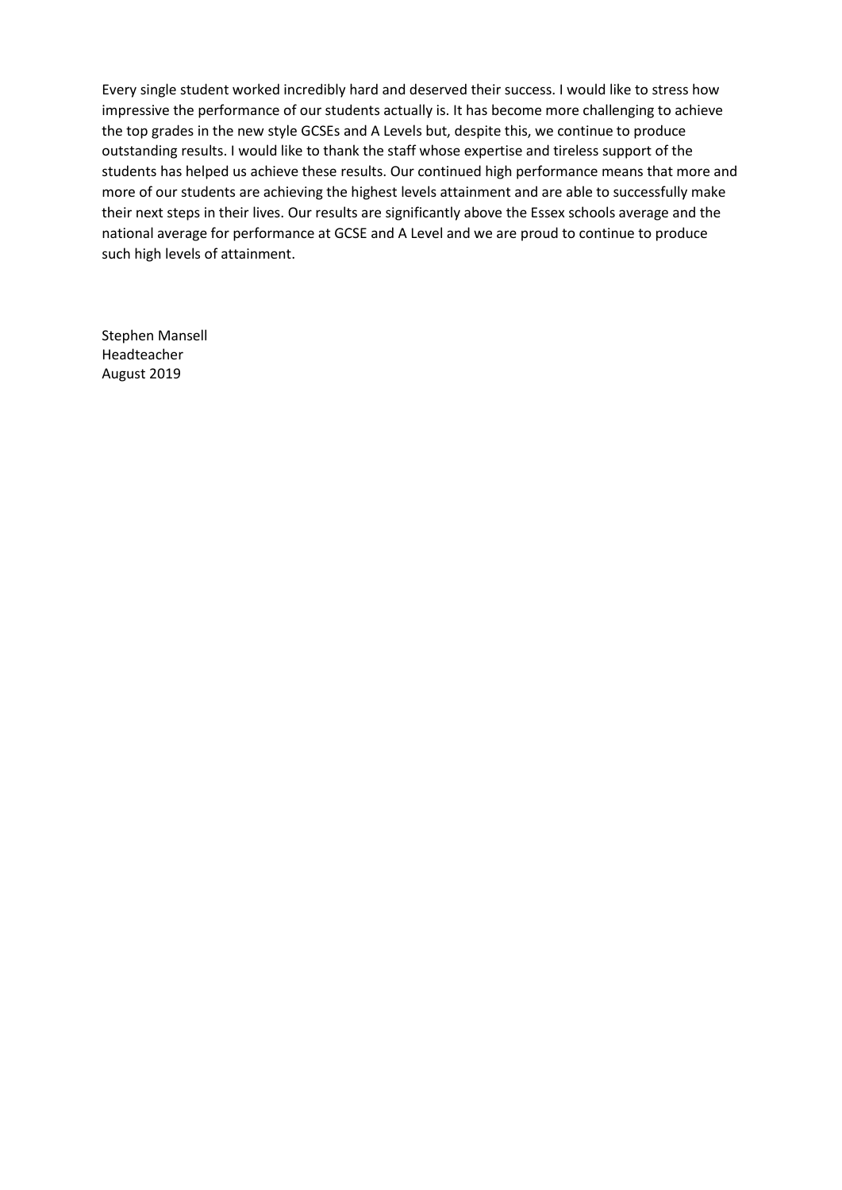Every single student worked incredibly hard and deserved their success. I would like to stress how impressive the performance of our students actually is. It has become more challenging to achieve the top grades in the new style GCSEs and A Levels but, despite this, we continue to produce outstanding results. I would like to thank the staff whose expertise and tireless support of the students has helped us achieve these results. Our continued high performance means that more and more of our students are achieving the highest levels attainment and are able to successfully make their next steps in their lives. Our results are significantly above the Essex schools average and the national average for performance at GCSE and A Level and we are proud to continue to produce such high levels of attainment.

Stephen Mansell
Headteacher
August 2019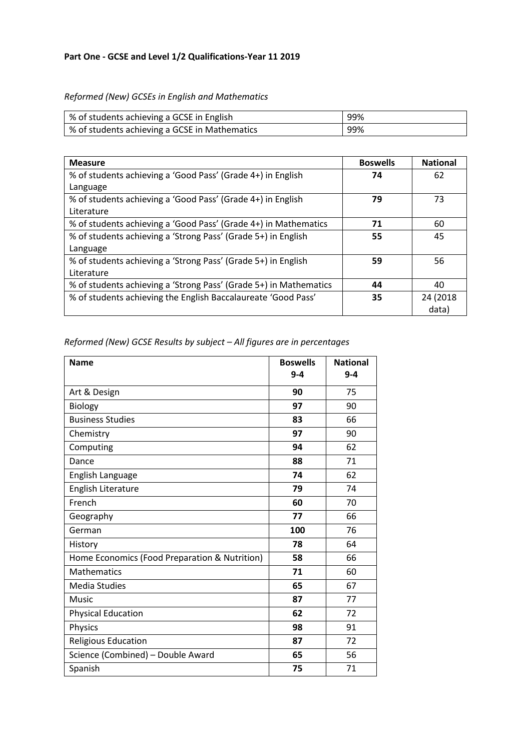**Part One - GCSE and Level 1/2 Qualifications-Year 11 2019**

*Reformed (New) GCSEs in English and Mathematics*

| | |
|---|---|
| % of students achieving a GCSE in English | 99% |
| % of students achieving a GCSE in Mathematics | 99% |

| Measure | Boswells | National |
|---|---|---|
| % of students achieving a 'Good Pass' (Grade 4+) in English Language | **74** | 62 |
| % of students achieving a 'Good Pass' (Grade 4+) in English Literature | **79** | 73 |
| % of students achieving a 'Good Pass' (Grade 4+) in Mathematics | **71** | 60 |
| % of students achieving a 'Strong Pass' (Grade 5+) in English Language | **55** | 45 |
| % of students achieving a 'Strong Pass' (Grade 5+) in English Literature | **59** | 56 |
| % of students achieving a 'Strong Pass' (Grade 5+) in Mathematics | **44** | 40 |
| % of students achieving the English Baccalaureate 'Good Pass' | **35** | 24 (2018 data) |

*Reformed (New) GCSE Results by subject – All figures are in percentages*

| Name | Boswells 9-4 | National 9-4 |
|---|---|---|
| Art & Design | **90** | 75 |
| Biology | **97** | 90 |
| Business Studies | **83** | 66 |
| Chemistry | **97** | 90 |
| Computing | **94** | 62 |
| Dance | **88** | 71 |
| English Language | **74** | 62 |
| English Literature | **79** | 74 |
| French | **60** | 70 |
| Geography | **77** | 66 |
| German | **100** | 76 |
| History | **78** | 64 |
| Home Economics (Food Preparation & Nutrition) | **58** | 66 |
| Mathematics | **71** | 60 |
| Media Studies | **65** | 67 |
| Music | **87** | 77 |
| Physical Education | **62** | 72 |
| Physics | **98** | 91 |
| Religious Education | **87** | 72 |
| Science (Combined) – Double Award | **65** | 56 |
| Spanish | **75** | 71 |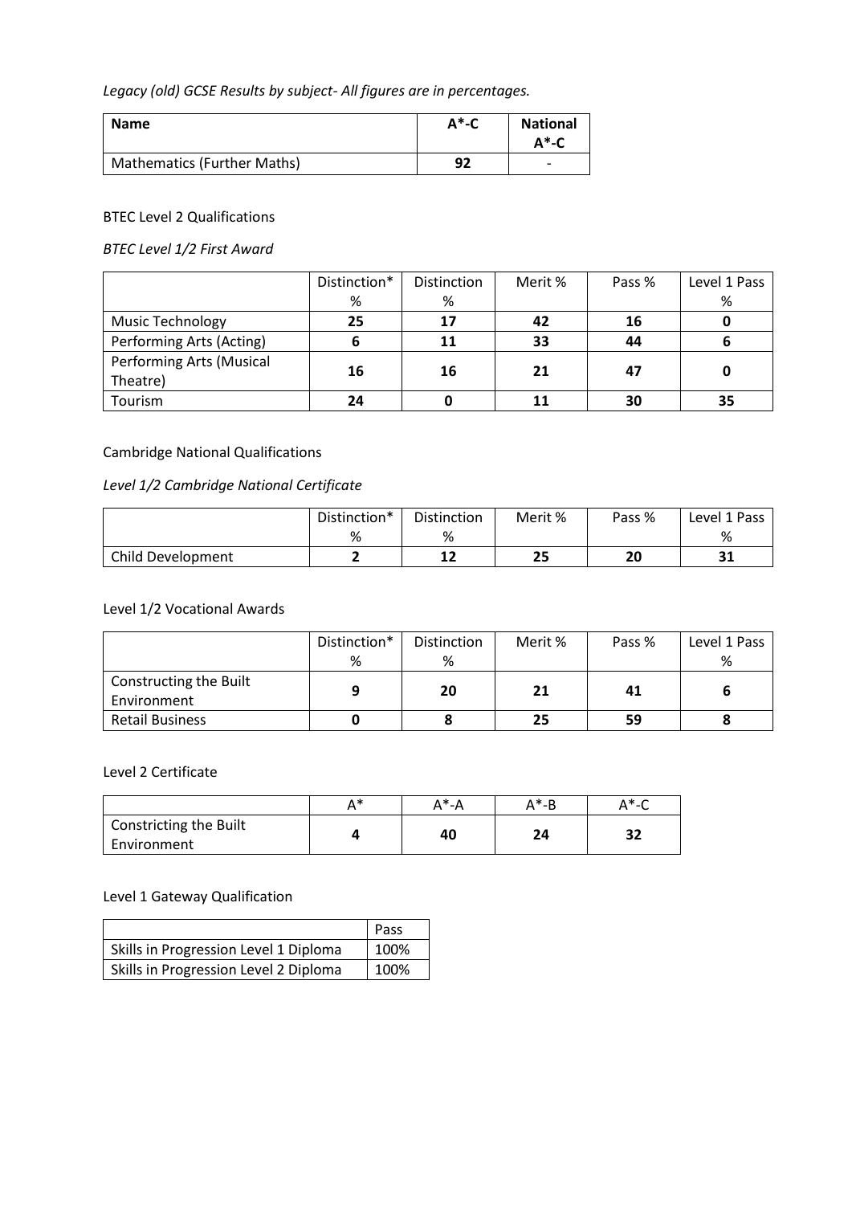*Legacy (old) GCSE Results by subject- All figures are in percentages.*

| **Name** | **A*-C** | **National A*-C** |
|---|---|---|
| Mathematics (Further Maths) | **92** | - |

BTEC Level 2 Qualifications

*BTEC Level 1/2 First Award*

| | Distinction* % | Distinction % | Merit % | Pass % | Level 1 Pass % |
|---|---|---|---|---|---|
| Music Technology | **25** | **17** | **42** | **16** | **0** |
| Performing Arts (Acting) | **6** | **11** | **33** | **44** | **6** |
| Performing Arts (Musical Theatre) | **16** | **16** | **21** | **47** | **0** |
| Tourism | **24** | **0** | **11** | **30** | **35** |

Cambridge National Qualifications

*Level 1/2 Cambridge National Certificate*

| | Distinction* % | Distinction % | Merit % | Pass % | Level 1 Pass % |
|---|---|---|---|---|---|
| Child Development | **2** | **12** | **25** | **20** | **31** |

Level 1/2 Vocational Awards

| | Distinction* % | Distinction % | Merit % | Pass % | Level 1 Pass % |
|---|---|---|---|---|---|
| Constructing the Built Environment | **9** | **20** | **21** | **41** | **6** |
| Retail Business | **0** | **8** | **25** | **59** | **8** |

Level 2 Certificate

| | A* | A*-A | A*-B | A*-C |
|---|---|---|---|---|
| Constricting the Built Environment | **4** | **40** | **24** | **32** |

Level 1 Gateway Qualification

| | Pass |
|---|---|
| Skills in Progression Level 1 Diploma | 100% |
| Skills in Progression Level 2 Diploma | 100% |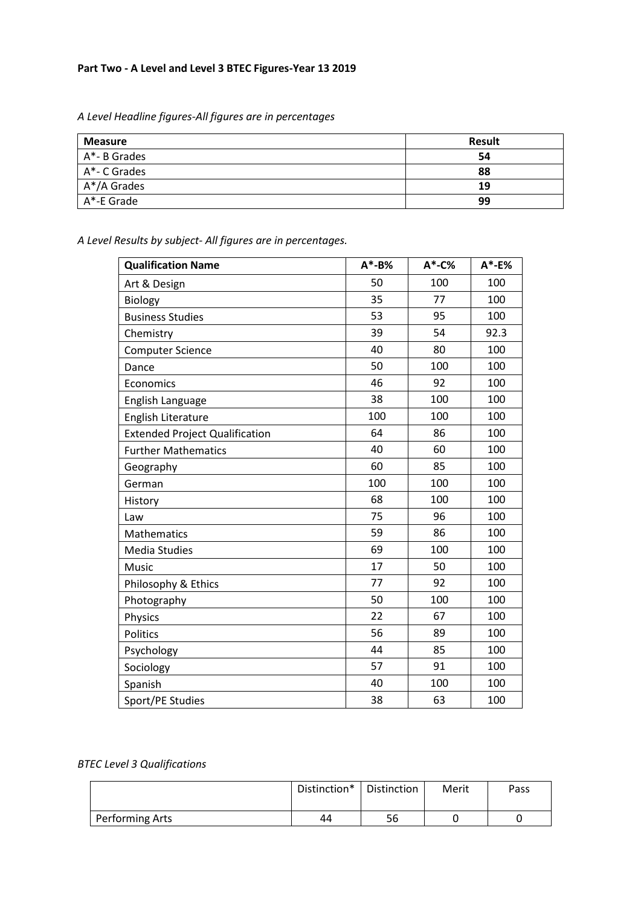**Part Two - A Level and Level 3 BTEC Figures-Year 13 2019**

*A Level Headline figures-All figures are in percentages*

| Measure | Result |
|---|---|
| A*- B Grades | **54** |
| A*- C Grades | **88** |
| A*/A Grades | **19** |
| A*-E Grade | **99** |

*A Level Results by subject- All figures are in percentages.*

| Qualification Name | A*-B% | A*-C% | A*-E% |
|---|---|---|---|
| Art & Design | 50 | 100 | 100 |
| Biology | 35 | 77 | 100 |
| Business Studies | 53 | 95 | 100 |
| Chemistry | 39 | 54 | 92.3 |
| Computer Science | 40 | 80 | 100 |
| Dance | 50 | 100 | 100 |
| Economics | 46 | 92 | 100 |
| English Language | 38 | 100 | 100 |
| English Literature | 100 | 100 | 100 |
| Extended Project Qualification | 64 | 86 | 100 |
| Further Mathematics | 40 | 60 | 100 |
| Geography | 60 | 85 | 100 |
| German | 100 | 100 | 100 |
| History | 68 | 100 | 100 |
| Law | 75 | 96 | 100 |
| Mathematics | 59 | 86 | 100 |
| Media Studies | 69 | 100 | 100 |
| Music | 17 | 50 | 100 |
| Philosophy & Ethics | 77 | 92 | 100 |
| Photography | 50 | 100 | 100 |
| Physics | 22 | 67 | 100 |
| Politics | 56 | 89 | 100 |
| Psychology | 44 | 85 | 100 |
| Sociology | 57 | 91 | 100 |
| Spanish | 40 | 100 | 100 |
| Sport/PE Studies | 38 | 63 | 100 |

*BTEC Level 3 Qualifications*

| | Distinction* | Distinction | Merit | Pass |
|---|---|---|---|---|
| Performing Arts | 44 | 56 | 0 | 0 |